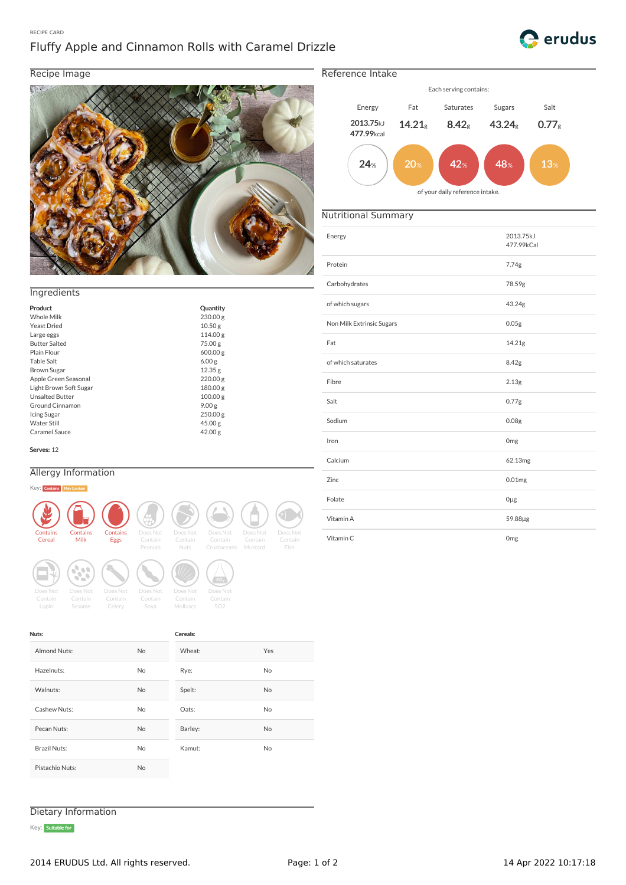RECIPE CARD

# Fluffy Apple and Cinnamon Rolls with Caramel Drizzle

## Recipe Image

## Reference Intake

Each serving contains:

| Energy | Fat | Saturates | Sugars | Salt |
|---|---|---|---|---|
| 2013.75kJ 477.99kcal | 14.21g | 8.42g | 43.24g | 0.77g |
| 24% | 20% | 42% | 48% | 13% |

of your daily reference intake.

## Nutritional Summary

| | |
|---|---|
| Energy | 2013.75kJ 477.99kCal |
| Protein | 7.74g |
| Carbohydrates | 78.59g |
| of which sugars | 43.24g |
| Non Milk Extrinsic Sugars | 0.05g |
| Fat | 14.21g |
| of which saturates | 8.42g |
| Fibre | 2.13g |
| Salt | 0.77g |
| Sodium | 0.08g |
| Iron | 0mg |
| Calcium | 62.13mg |
| Zinc | 0.01mg |
| Folate | 0µg |
| Vitamin A | 59.88µg |
| Vitamin C | 0mg |

## Ingredients

| Product | Quantity |
|---|---|
| Whole Milk | 230.00 g |
| Yeast Dried | 10.50 g |
| Large eggs | 114.00 g |
| Butter Salted | 75.00 g |
| Plain Flour | 600.00 g |
| Table Salt | 6.00 g |
| Brown Sugar | 12.35 g |
| Apple Green Seasonal | 220.00 g |
| Light Brown Soft Sugar | 180.00 g |
| Unsalted Butter | 100.00 g |
| Ground Cinnamon | 9.00 g |
| Icing Sugar | 250.00 g |
| Water Still | 45.00 g |
| Caramel Sauce | 42.00 g |

**Serves:** 12

## Allergy Information

Key: Contains, May Contain

Contains Cereal, Contains Milk, Contains Eggs, Does Not Contain Peanuts, Does Not Contain Nuts, Does Not Contain Crustaceans, Does Not Contain Mustard, Does Not Contain Fish, Does Not Contain Lupin, Does Not Contain Sesame, Does Not Contain Celery, Does Not Contain Soya, Does Not Contain Molluscs, Does Not Contain SO2

**Nuts:**

| | |
|---|---|
| Almond Nuts: | No |
| Hazelnuts: | No |
| Walnuts: | No |
| Cashew Nuts: | No |
| Pecan Nuts: | No |
| Brazil Nuts: | No |
| Pistachio Nuts: | No |

**Cereals:**

| | |
|---|---|
| Wheat: | Yes |
| Rye: | No |
| Spelt: | No |
| Oats: | No |
| Barley: | No |
| Kamut: | No |

## Dietary Information

Key: Suitable for

2014 ERUDUS Ltd. All rights reserved.

14 Apr 2022 10:17:18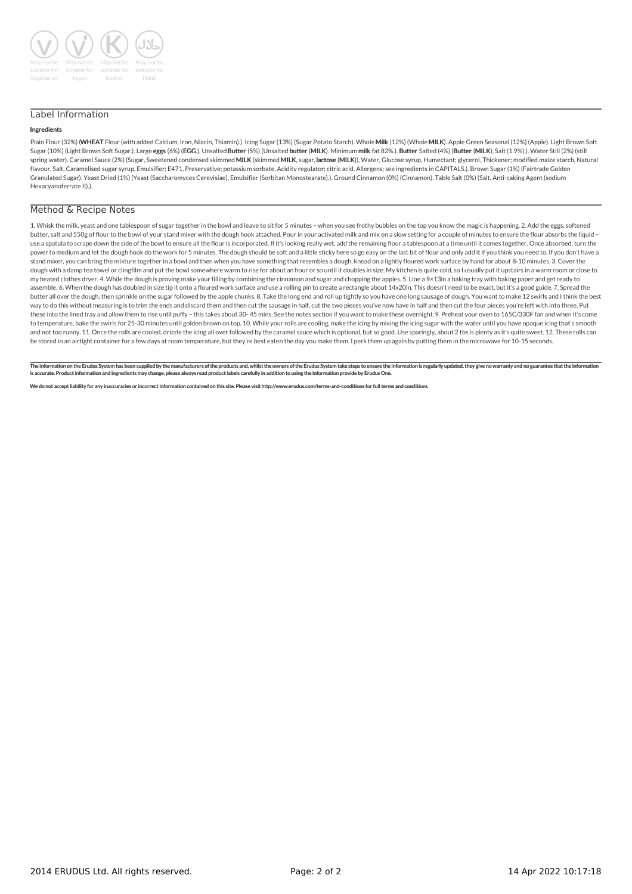May not be suitable for Vegetarian | May not be suitable for Vegan | May not be suitable for Kosher | May not be suitable for Halal

## Label Information

**Ingredients**

Plain Flour (32%) (**WHEAT** Flour (with added Calcium, Iron, Niacin, Thiamin).). Icing Sugar (13%) (Sugar Potato Starch). Whole **Milk** (12%) (Whole **MILK**). Apple Green Seasonal (12%) (Apple). Light Brown Soft Sugar (10%) (Light Brown Soft Sugar.). Large **eggs** (6%) (**EGG**.). Unsalted **Butter** (5%) (Unsalted **butter** (**MILK**). Minimum **milk** fat 82%.). **Butter** Salted (4%) (**Butter** (**MILK**), Salt (1.9%),). Water Still (2%) (still spring water). Caramel Sauce (2%) (Sugar, Sweetened condensed skimmed **MILK** (skimmed **MILK**, sugar, **lactose** (**MILK**)), Water, Glucose syrup, Humectant; glycerol, Thickener; modified maize starch, Natural flavour, Salt, Caramelised sugar syrup, Emulsifier; E471, Preservative; potassium sorbate, Acidity regulator; citric acid. Allergens; see ingredients in CAPITALS.). Brown Sugar (1%) (Fairtrade Golden Granulated Sugar). Yeast Dried (1%) (Yeast (Saccharomyces Cerevisiae), Emulsifier (Sorbitan Monostearate).). Ground Cinnamon (0%) (Cinnamon). Table Salt (0%) (Salt, Anti-caking Agent (sodium Hexacyanoferrate II).).

## Method & Recipe Notes

1. Whisk the milk, yeast and one tablespoon of sugar together in the bowl and leave to sit for 5 minutes – when you see frothy bubbles on the top you know the magic is happening. 2. Add the eggs, softened butter, salt and 550g of flour to the bowl of your stand mixer with the dough hook attached. Pour in your activated milk and mix on a slow setting for a couple of minutes to ensure the flour absorbs the liquid – use a spatula to scrape down the side of the bowl to ensure all the flour is incorporated. If it's looking really wet, add the remaining flour a tablespoon at a time until it comes together. Once absorbed, turn the power to medium and let the dough hook do the work for 5 minutes. The dough should be soft and a little sticky here so go easy on the last bit of flour and only add it if you think you need to. If you don't have a stand mixer, you can bring the mixture together in a bowl and then when you have something that resembles a dough, knead on a lightly floured work surface by hand for about 8-10 minutes. 3. Cover the dough with a damp tea towel or clingfilm and put the bowl somewhere warm to rise for about an hour or so until it doubles in size. My kitchen is quite cold, so I usually put it upstairs in a warm room or close to my heated clothes dryer. 4. While the dough is proving make your filling by combining the cinnamon and sugar and chopping the apples. 5. Line a 9×13in a baking tray with baking paper and get ready to assemble. 6. When the dough has doubled in size tip it onto a floured work surface and use a rolling pin to create a rectangle about 14x20in. This doesn't need to be exact, but it's a good guide. 7. Spread the butter all over the dough, then sprinkle on the sugar followed by the apple chunks. 8. Take the long end and roll up tightly so you have one long sausage of dough. You want to make 12 swirls and I think the best way to do this without measuring is to trim the ends and discard them and then cut the sausage in half, cut the two pieces you've now have in half and then cut the four pieces you're left with into three. Put these into the lined tray and allow them to rise until puffy – this takes about 30- 45 mins. See the notes section if you want to make these overnight. 9. Preheat your oven to 165C/330F fan and when it's come to temperature, bake the swirls for 25-30 minutes until golden brown on top. 10. While your rolls are cooling, make the icing by mixing the icing sugar with the water until you have opaque icing that's smooth and not too runny. 11. Once the rolls are cooled, drizzle the icing all over followed by the caramel sauce which is optional, but so good. Use sparingly, about 2 tbs is plenty as it's quite sweet. 12. These rolls can be stored in an airtight container for a few days at room temperature, but they're best eaten the day you make them. I perk them up again by putting them in the microwave for 10-15 seconds.

**The information on the Erudus System has been supplied by the manufacturers of the products and, whilst the owners of the Erudus System take steps to ensure the information is regularly updated, they give no warranty and no guarantee that the information is accurate. Product information and ingredients may change, please always read product labels carefully in addition to using the information provide by Erudus One.**

**We do not accept liability for any inaccuracies or incorrect information contained on this site. Please visit http://www.erudus.com/terms-and-conditions for full terms and conditions**